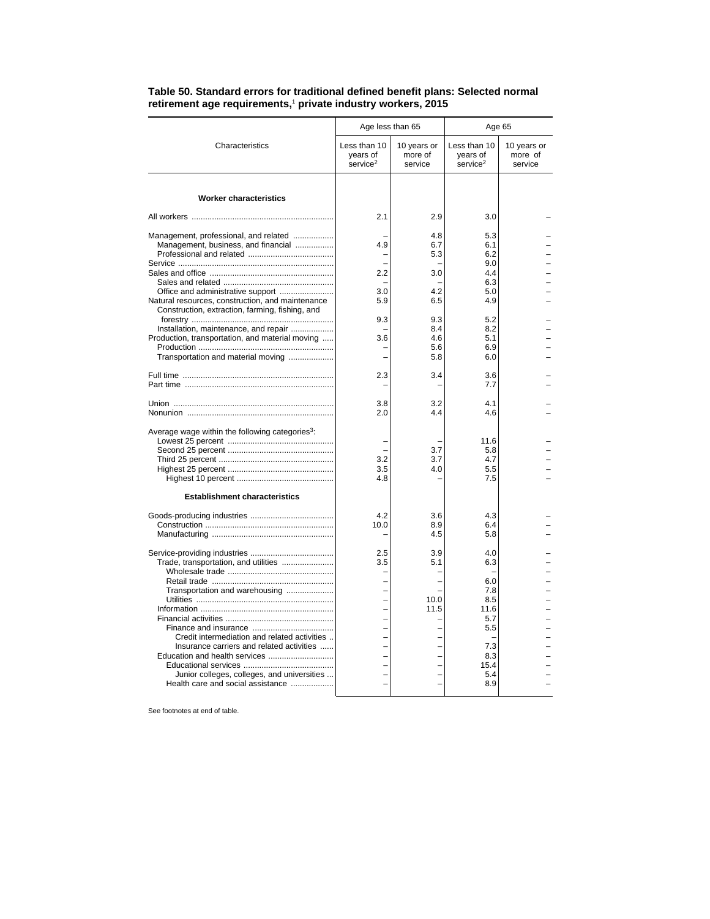**Table 50. Standard errors for traditional defined benefit plans: Selected normal retirement age requirements,[1] private industry workers, 2015**

| Characteristics | Age less than 65 | | Age 65 | |
|---|---|---|---|---|
| | Less than 10 years of service[2] | 10 years or more of service | Less than 10 years of service[2] | 10 years or more of service |
| **Worker characteristics** | | | | |
| All workers | 2.1 | 2.9 | 3.0 | – |
| Management, professional, and related | – | 4.8 | 5.3 | – |
| Management, business, and financial | 4.9 | 6.7 | 6.1 | – |
| Professional and related | – | 5.3 | 6.2 | – |
| Service | – | – | 9.0 | – |
| Sales and office | 2.2 | 3.0 | 4.4 | – |
| Sales and related | – | – | 6.3 | – |
| Office and administrative support | 3.0 | 4.2 | 5.0 | – |
| Natural resources, construction, and maintenance | 5.9 | 6.5 | 4.9 | – |
| Construction, extraction, farming, fishing, and forestry | 9.3 | 9.3 | 5.2 | – |
| Installation, maintenance, and repair | – | 8.4 | 8.2 | – |
| Production, transportation, and material moving | 3.6 | 4.6 | 5.1 | – |
| Production | – | 5.6 | 6.9 | – |
| Transportation and material moving | – | 5.8 | 6.0 | – |
| Full time | 2.3 | 3.4 | 3.6 | – |
| Part time | – | – | 7.7 | – |
| Union | 3.8 | 3.2 | 4.1 | – |
| Nonunion | 2.0 | 4.4 | 4.6 | – |
| Average wage within the following categories[3]: | | | | |
| Lowest 25 percent | – | – | 11.6 | – |
| Second 25 percent | – | 3.7 | 5.8 | – |
| Third 25 percent | 3.2 | 3.7 | 4.7 | – |
| Highest 25 percent | 3.5 | 4.0 | 5.5 | – |
| Highest 10 percent | 4.8 | – | 7.5 | – |
| **Establishment characteristics** | | | | |
| Goods-producing industries | 4.2 | 3.6 | 4.3 | – |
| Construction | 10.0 | 8.9 | 6.4 | – |
| Manufacturing | – | 4.5 | 5.8 | – |
| Service-providing industries | 2.5 | 3.9 | 4.0 | – |
| Trade, transportation, and utilities | 3.5 | 5.1 | 6.3 | – |
| Wholesale trade | – | – | – | – |
| Retail trade | – | – | 6.0 | – |
| Transportation and warehousing | – | – | 7.8 | – |
| Utilities | – | 10.0 | 8.5 | – |
| Information | – | 11.5 | 11.6 | – |
| Financial activities | – | – | 5.7 | – |
| Finance and insurance | – | – | 5.5 | – |
| Credit intermediation and related activities | – | – | – | – |
| Insurance carriers and related activities | – | – | 7.3 | – |
| Education and health services | – | – | 8.3 | – |
| Educational services | – | – | 15.4 | – |
| Junior colleges, colleges, and universities | – | – | 5.4 | – |
| Health care and social assistance | – | – | 8.9 | – |

See footnotes at end of table.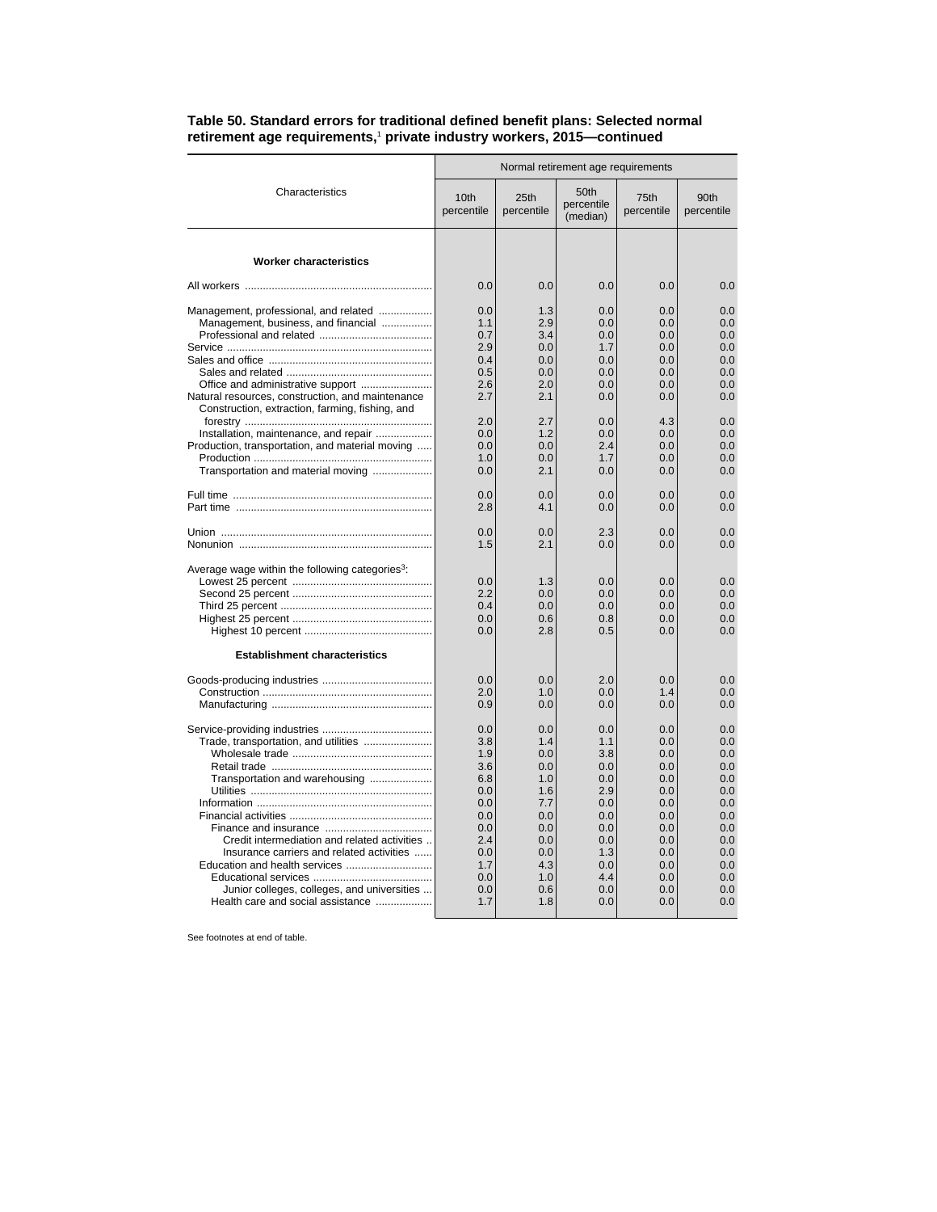**Table 50. Standard errors for traditional defined benefit plans: Selected normal retirement age requirements,[1] private industry workers, 2015—continued**

| Characteristics | Normal retirement age requirements | | | | |
|---|---|---|---|---|---|
| | 10th percentile | 25th percentile | 50th percentile (median) | 75th percentile | 90th percentile |
| **Worker characteristics** | | | | | |
| All workers | 0.0 | 0.0 | 0.0 | 0.0 | 0.0 |
| Management, professional, and related | 0.0 | 1.3 | 0.0 | 0.0 | 0.0 |
| Management, business, and financial | 1.1 | 2.9 | 0.0 | 0.0 | 0.0 |
| Professional and related | 0.7 | 3.4 | 0.0 | 0.0 | 0.0 |
| Service | 2.9 | 0.0 | 1.7 | 0.0 | 0.0 |
| Sales and office | 0.4 | 0.0 | 0.0 | 0.0 | 0.0 |
| Sales and related | 0.5 | 0.0 | 0.0 | 0.0 | 0.0 |
| Office and administrative support | 2.6 | 2.0 | 0.0 | 0.0 | 0.0 |
| Natural resources, construction, and maintenance | 2.7 | 2.1 | 0.0 | 0.0 | 0.0 |
| Construction, extraction, farming, fishing, and forestry | 2.0 | 2.7 | 0.0 | 4.3 | 0.0 |
| Installation, maintenance, and repair | 0.0 | 1.2 | 0.0 | 0.0 | 0.0 |
| Production, transportation, and material moving | 0.0 | 0.0 | 2.4 | 0.0 | 0.0 |
| Production | 1.0 | 0.0 | 1.7 | 0.0 | 0.0 |
| Transportation and material moving | 0.0 | 2.1 | 0.0 | 0.0 | 0.0 |
| Full time | 0.0 | 0.0 | 0.0 | 0.0 | 0.0 |
| Part time | 2.8 | 4.1 | 0.0 | 0.0 | 0.0 |
| Union | 0.0 | 0.0 | 2.3 | 0.0 | 0.0 |
| Nonunion | 1.5 | 2.1 | 0.0 | 0.0 | 0.0 |
| Average wage within the following categories[3]: | | | | | |
| Lowest 25 percent | 0.0 | 1.3 | 0.0 | 0.0 | 0.0 |
| Second 25 percent | 2.2 | 0.0 | 0.0 | 0.0 | 0.0 |
| Third 25 percent | 0.4 | 0.0 | 0.0 | 0.0 | 0.0 |
| Highest 25 percent | 0.0 | 0.6 | 0.8 | 0.0 | 0.0 |
| Highest 10 percent | 0.0 | 2.8 | 0.5 | 0.0 | 0.0 |
| **Establishment characteristics** | | | | | |
| Goods-producing industries | 0.0 | 0.0 | 2.0 | 0.0 | 0.0 |
| Construction | 2.0 | 1.0 | 0.0 | 1.4 | 0.0 |
| Manufacturing | 0.9 | 0.0 | 0.0 | 0.0 | 0.0 |
| Service-providing industries | 0.0 | 0.0 | 0.0 | 0.0 | 0.0 |
| Trade, transportation, and utilities | 3.8 | 1.4 | 1.1 | 0.0 | 0.0 |
| Wholesale trade | 1.9 | 0.0 | 3.8 | 0.0 | 0.0 |
| Retail trade | 3.6 | 0.0 | 0.0 | 0.0 | 0.0 |
| Transportation and warehousing | 6.8 | 1.0 | 0.0 | 0.0 | 0.0 |
| Utilities | 0.0 | 1.6 | 2.9 | 0.0 | 0.0 |
| Information | 0.0 | 7.7 | 0.0 | 0.0 | 0.0 |
| Financial activities | 0.0 | 0.0 | 0.0 | 0.0 | 0.0 |
| Finance and insurance | 0.0 | 0.0 | 0.0 | 0.0 | 0.0 |
| Credit intermediation and related activities | 2.4 | 0.0 | 0.0 | 0.0 | 0.0 |
| Insurance carriers and related activities | 0.0 | 0.0 | 1.3 | 0.0 | 0.0 |
| Education and health services | 1.7 | 4.3 | 0.0 | 0.0 | 0.0 |
| Educational services | 0.0 | 1.0 | 4.4 | 0.0 | 0.0 |
| Junior colleges, colleges, and universities | 0.0 | 0.6 | 0.0 | 0.0 | 0.0 |
| Health care and social assistance | 1.7 | 1.8 | 0.0 | 0.0 | 0.0 |

See footnotes at end of table.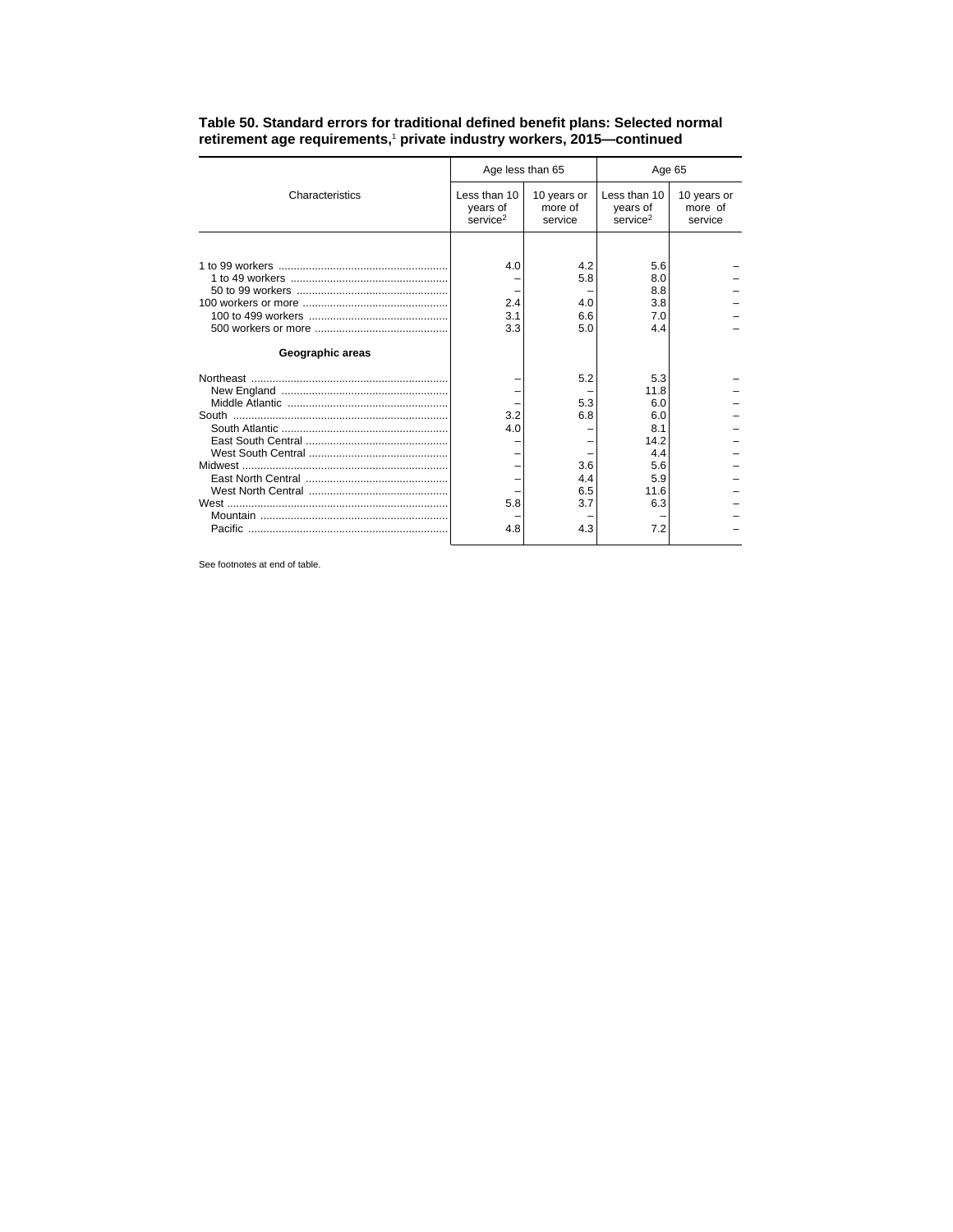**Table 50. Standard errors for traditional defined benefit plans: Selected normal retirement age requirements,[1] private industry workers, 2015—continued**

| Characteristics | Age less than 65 | | Age 65 | |
|---|---|---|---|---|
| | Less than 10 years of service[2] | 10 years or more of service | Less than 10 years of service[2] | 10 years or more of service |
| 1 to 99 workers | 4.0 | 4.2 | 5.6 | – |
| 1 to 49 workers | – | 5.8 | 8.0 | – |
| 50 to 99 workers | – | – | 8.8 | – |
| 100 workers or more | 2.4 | 4.0 | 3.8 | – |
| 100 to 499 workers | 3.1 | 6.6 | 7.0 | – |
| 500 workers or more | 3.3 | 5.0 | 4.4 | – |
| **Geographic areas** | | | | |
| Northeast | – | 5.2 | 5.3 | – |
| New England | – | – | 11.8 | – |
| Middle Atlantic | – | 5.3 | 6.0 | – |
| South | 3.2 | 6.8 | 6.0 | – |
| South Atlantic | 4.0 | – | 8.1 | – |
| East South Central | – | – | 14.2 | – |
| West South Central | – | – | 4.4 | – |
| Midwest | – | 3.6 | 5.6 | – |
| East North Central | – | 4.4 | 5.9 | – |
| West North Central | – | 6.5 | 11.6 | – |
| West | 5.8 | 3.7 | 6.3 | – |
| Mountain | – | – | – | – |
| Pacific | 4.8 | 4.3 | 7.2 | – |

See footnotes at end of table.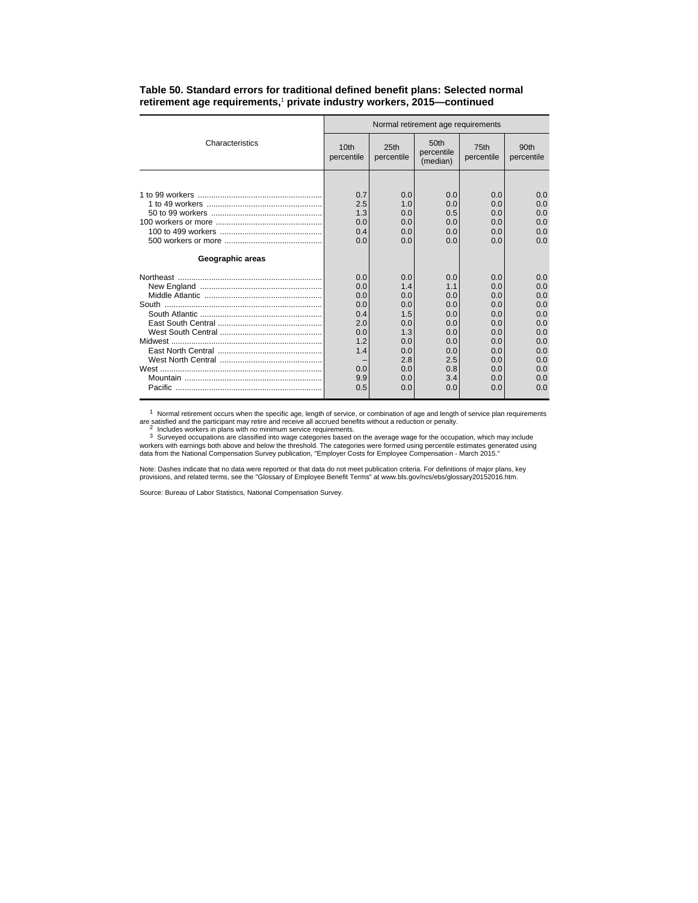**Table 50. Standard errors for traditional defined benefit plans: Selected normal retirement age requirements,[1] private industry workers, 2015—continued**

| Characteristics | Normal retirement age requirements | | | | |
|---|---|---|---|---|---|
| | 10th percentile | 25th percentile | 50th percentile (median) | 75th percentile | 90th percentile |
| 1 to 99 workers | 0.7 | 0.0 | 0.0 | 0.0 | 0.0 |
| 1 to 49 workers | 2.5 | 1.0 | 0.0 | 0.0 | 0.0 |
| 50 to 99 workers | 1.3 | 0.0 | 0.5 | 0.0 | 0.0 |
| 100 workers or more | 0.0 | 0.0 | 0.0 | 0.0 | 0.0 |
| 100 to 499 workers | 0.4 | 0.0 | 0.0 | 0.0 | 0.0 |
| 500 workers or more | 0.0 | 0.0 | 0.0 | 0.0 | 0.0 |
| **Geographic areas** | | | | | |
| Northeast | 0.0 | 0.0 | 0.0 | 0.0 | 0.0 |
| New England | 0.0 | 1.4 | 1.1 | 0.0 | 0.0 |
| Middle Atlantic | 0.0 | 0.0 | 0.0 | 0.0 | 0.0 |
| South | 0.0 | 0.0 | 0.0 | 0.0 | 0.0 |
| South Atlantic | 0.4 | 1.5 | 0.0 | 0.0 | 0.0 |
| East South Central | 2.0 | 0.0 | 0.0 | 0.0 | 0.0 |
| West South Central | 0.0 | 1.3 | 0.0 | 0.0 | 0.0 |
| Midwest | 1.2 | 0.0 | 0.0 | 0.0 | 0.0 |
| East North Central | 1.4 | 0.0 | 0.0 | 0.0 | 0.0 |
| West North Central | – | 2.8 | 2.5 | 0.0 | 0.0 |
| West | 0.0 | 0.0 | 0.8 | 0.0 | 0.0 |
| Mountain | 9.9 | 0.0 | 3.4 | 0.0 | 0.0 |
| Pacific | 0.5 | 0.0 | 0.0 | 0.0 | 0.0 |

[1] Normal retirement occurs when the specific age, length of service, or combination of age and length of service plan requirements are satisfied and the participant may retire and receive all accrued benefits without a reduction or penalty.
[2] Includes workers in plans with no minimum service requirements.
[3] Surveyed occupations are classified into wage categories based on the average wage for the occupation, which may include workers with earnings both above and below the threshold. The categories were formed using percentile estimates generated using data from the National Compensation Survey publication, "Employer Costs for Employee Compensation - March 2015."

Note: Dashes indicate that no data were reported or that data do not meet publication criteria. For definitions of major plans, key provisions, and related terms, see the "Glossary of Employee Benefit Terms" at www.bls.gov/ncs/ebs/glossary20152016.htm.

Source: Bureau of Labor Statistics, National Compensation Survey.